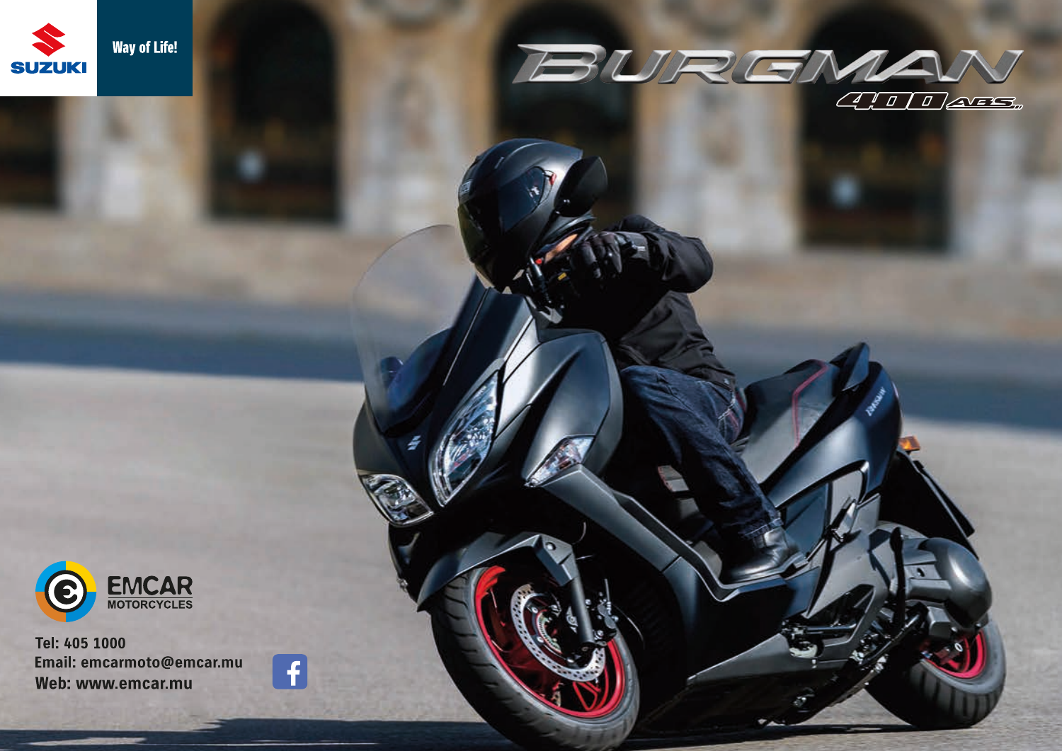SUZUKI

Way of Life!

# BURGMAN

400 ABS

EMCAR MOTORCYCLES

Tel: 405 1000
Email: emcarmoto@emcar.mu
Web: www.emcar.mu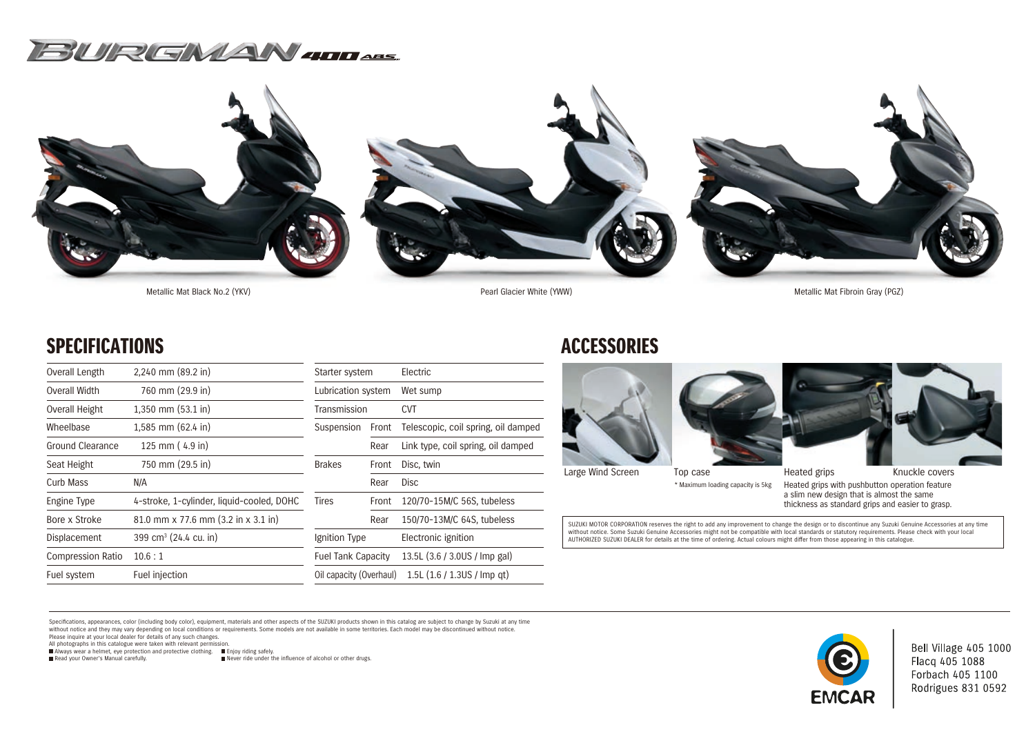# BURGMAN 400 ABS

Metallic Mat Black No.2 (YKV)

Pearl Glacier White (YWW)

Metallic Mat Fibroin Gray (PGZ)

## SPECIFICATIONS

| | | | | |
|---|---|---|---|---|
| Overall Length | 2,240 mm (89.2 in) | Starter system | | Electric |
| Overall Width | 760 mm (29.9 in) | Lubrication system | | Wet sump |
| Overall Height | 1,350 mm (53.1 in) | Transmission | | CVT |
| Wheelbase | 1,585 mm (62.4 in) | Suspension | Front | Telescopic, coil spring, oil damped |
| Ground Clearance | 125 mm ( 4.9 in) | | Rear | Link type, coil spring, oil damped |
| Seat Height | 750 mm (29.5 in) | Brakes | Front | Disc, twin |
| Curb Mass | N/A | | Rear | Disc |
| Engine Type | 4-stroke, 1-cylinder, liquid-cooled, DOHC | Tires | Front | 120/70-15M/C 56S, tubeless |
| Bore x Stroke | 81.0 mm x 77.6 mm (3.2 in x 3.1 in) | | Rear | 150/70-13M/C 64S, tubeless |
| Displacement | 399 cm³ (24.4 cu. in) | Ignition Type | | Electronic ignition |
| Compression Ratio | 10.6 : 1 | Fuel Tank Capacity | | 13.5L (3.6 / 3.0US / Imp gal) |
| Fuel system | Fuel injection | Oil capacity (Overhaul) | | 1.5L (1.6 / 1.3US / Imp qt) |

## ACCESSORIES

Large Wind Screen

Top case
* Maximum loading capacity is 5kg

Heated grips
Heated grips with pushbutton operation feature a slim new design that is almost the same thickness as standard grips and easier to grasp.

Knuckle covers

SUZUKI MOTOR CORPORATION reserves the right to add any improvement to change the design or to discontinue any Suzuki Genuine Accessories at any time without notice. Some Suzuki Genuine Accessories might not be compatible with local standards or statutory requirements. Please check with your local AUTHORIZED SUZUKI DEALER for details at the time of ordering. Actual colours might differ from those appearing in this catalogue.

Specifications, appearances, color (including body color), equipment, materials and other aspects of the SUZUKI products shown in this catalog are subject to change by Suzuki at any time without notice and they may vary depending on local conditions or requirements. Some models are not available in some territories. Each model may be discontinued without notice. Please inquire at your local dealer for details of any such changes.
All photographs in this catalogue were taken with relevant permission.

- Always wear a helmet, eye protection and protective clothing.
- Enjoy riding safely.
- Read your Owner's Manual carefully.
- Never ride under the influence of alcohol or other drugs.

EMCAR

Bell Village 405 1000
Flacq 405 1088
Forbach 405 1100
Rodrigues 831 0592